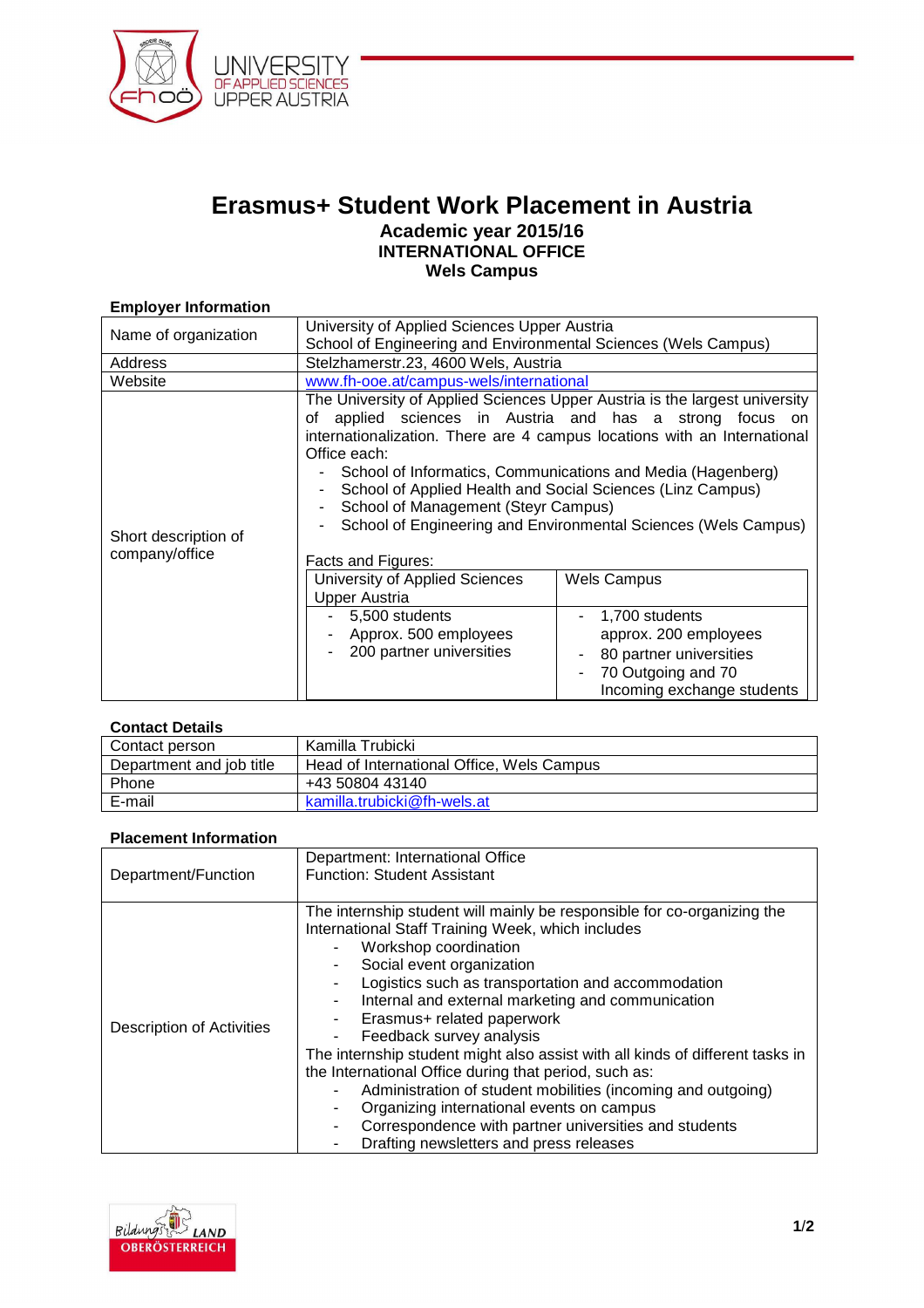# Erasmus+ Student Work Placement in Austria

**Academic year 2015/16**
**INTERNATIONAL OFFICE**
**Wels Campus**

**Employer Information**

| | |
|---|---|
| Name of organization | University of Applied Sciences Upper Austria<br>School of Engineering and Environmental Sciences (Wels Campus) |
| Address | Stelzhamerstr.23, 4600 Wels, Austria |
| Website | www.fh-ooe.at/campus-wels/international |
| Short description of company/office | The University of Applied Sciences Upper Austria is the largest university of applied sciences in Austria and has a strong focus on internationalization. There are 4 campus locations with an International Office each:<br>- School of Informatics, Communications and Media (Hagenberg)<br>- School of Applied Health and Social Sciences (Linz Campus)<br>- School of Management (Steyr Campus)<br>- School of Engineering and Environmental Sciences (Wels Campus)<br><br>Facts and Figures:<br>**University of Applied Sciences Upper Austria:**<br>- 5,500 students<br>- Approx. 500 employees<br>- 200 partner universities<br>**Wels Campus:**<br>- 1,700 students approx. 200 employees<br>- 80 partner universities<br>- 70 Outgoing and 70 Incoming exchange students |

**Contact Details**

| | |
|---|---|
| Contact person | Kamilla Trubicki |
| Department and job title | Head of International Office, Wels Campus |
| Phone | +43 50804 43140 |
| E-mail | kamilla.trubicki@fh-wels.at |

**Placement Information**

| | |
|---|---|
| Department/Function | Department: International Office<br>Function: Student Assistant |
| Description of Activities | The internship student will mainly be responsible for co-organizing the International Staff Training Week, which includes<br>- Workshop coordination<br>- Social event organization<br>- Logistics such as transportation and accommodation<br>- Internal and external marketing and communication<br>- Erasmus+ related paperwork<br>- Feedback survey analysis<br>The internship student might also assist with all kinds of different tasks in the International Office during that period, such as:<br>- Administration of student mobilities (incoming and outgoing)<br>- Organizing international events on campus<br>- Correspondence with partner universities and students<br>- Drafting newsletters and press releases |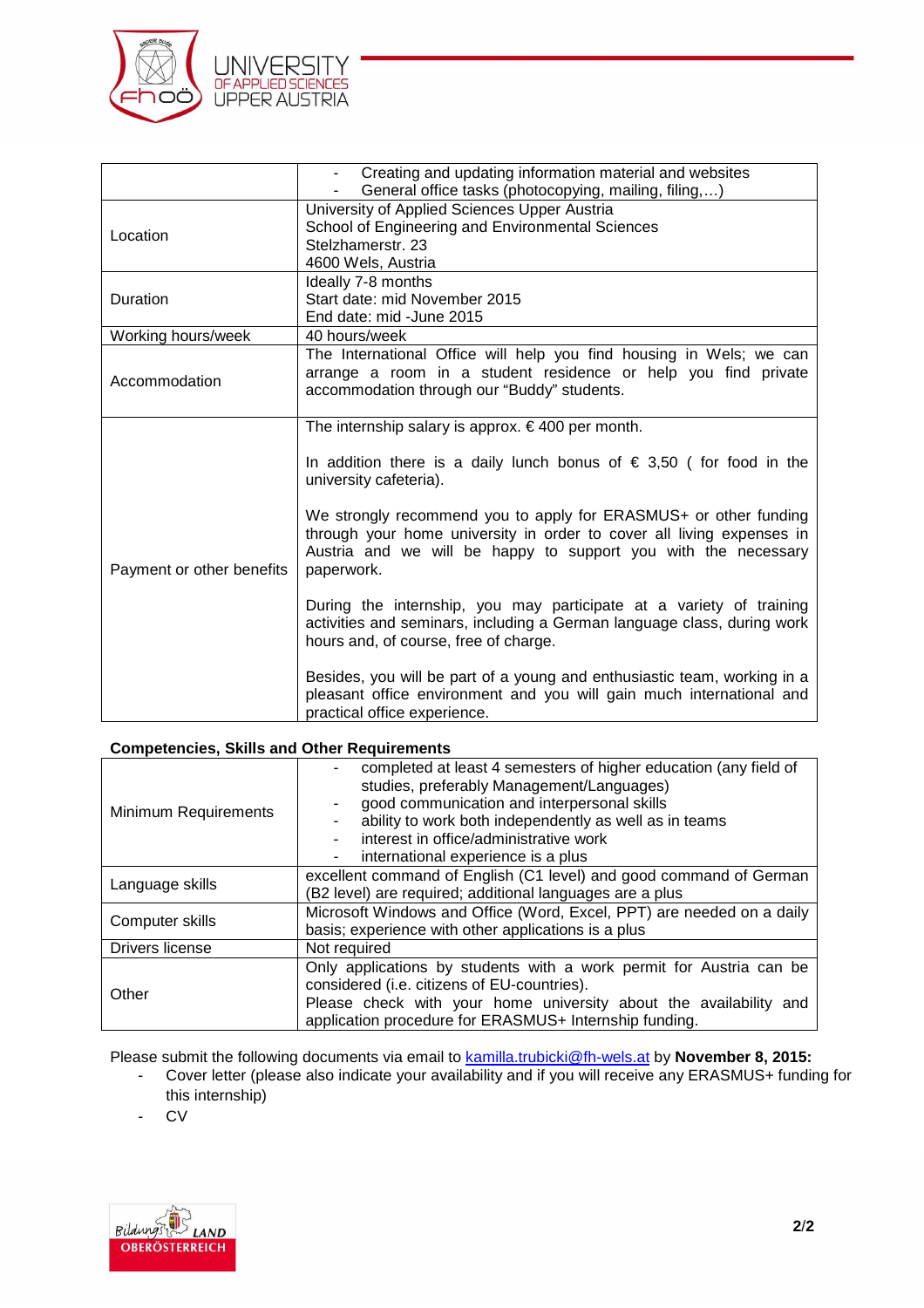| | |
|---|---|
| | - Creating and updating information material and websites<br>- General office tasks (photocopying, mailing, filing,…) |
| Location | University of Applied Sciences Upper Austria<br>School of Engineering and Environmental Sciences<br>Stelzhamerstr. 23<br>4600 Wels, Austria |
| Duration | Ideally 7-8 months<br>Start date: mid November 2015<br>End date: mid -June 2015 |
| Working hours/week | 40 hours/week |
| Accommodation | The International Office will help you find housing in Wels; we can arrange a room in a student residence or help you find private accommodation through our "Buddy" students. |
| Payment or other benefits | The internship salary is approx. € 400 per month.<br><br>In addition there is a daily lunch bonus of € 3,50 ( for food in the university cafeteria).<br><br>We strongly recommend you to apply for ERASMUS+ or other funding through your home university in order to cover all living expenses in Austria and we will be happy to support you with the necessary paperwork.<br><br>During the internship, you may participate at a variety of training activities and seminars, including a German language class, during work hours and, of course, free of charge.<br><br>Besides, you will be part of a young and enthusiastic team, working in a pleasant office environment and you will gain much international and practical office experience. |

**Competencies, Skills and Other Requirements**

| | |
|---|---|
| Minimum Requirements | - completed at least 4 semesters of higher education (any field of studies, preferably Management/Languages)<br>- good communication and interpersonal skills<br>- ability to work both independently as well as in teams<br>- interest in office/administrative work<br>- international experience is a plus |
| Language skills | excellent command of English (C1 level) and good command of German (B2 level) are required; additional languages are a plus |
| Computer skills | Microsoft Windows and Office (Word, Excel, PPT) are needed on a daily basis; experience with other applications is a plus |
| Drivers license | Not required |
| Other | Only applications by students with a work permit for Austria can be considered (i.e. citizens of EU-countries).<br>Please check with your home university about the availability and application procedure for ERASMUS+ Internship funding. |

Please submit the following documents via email to kamilla.trubicki@fh-wels.at by **November 8, 2015:**

- Cover letter (please also indicate your availability and if you will receive any ERASMUS+ funding for this internship)
- CV